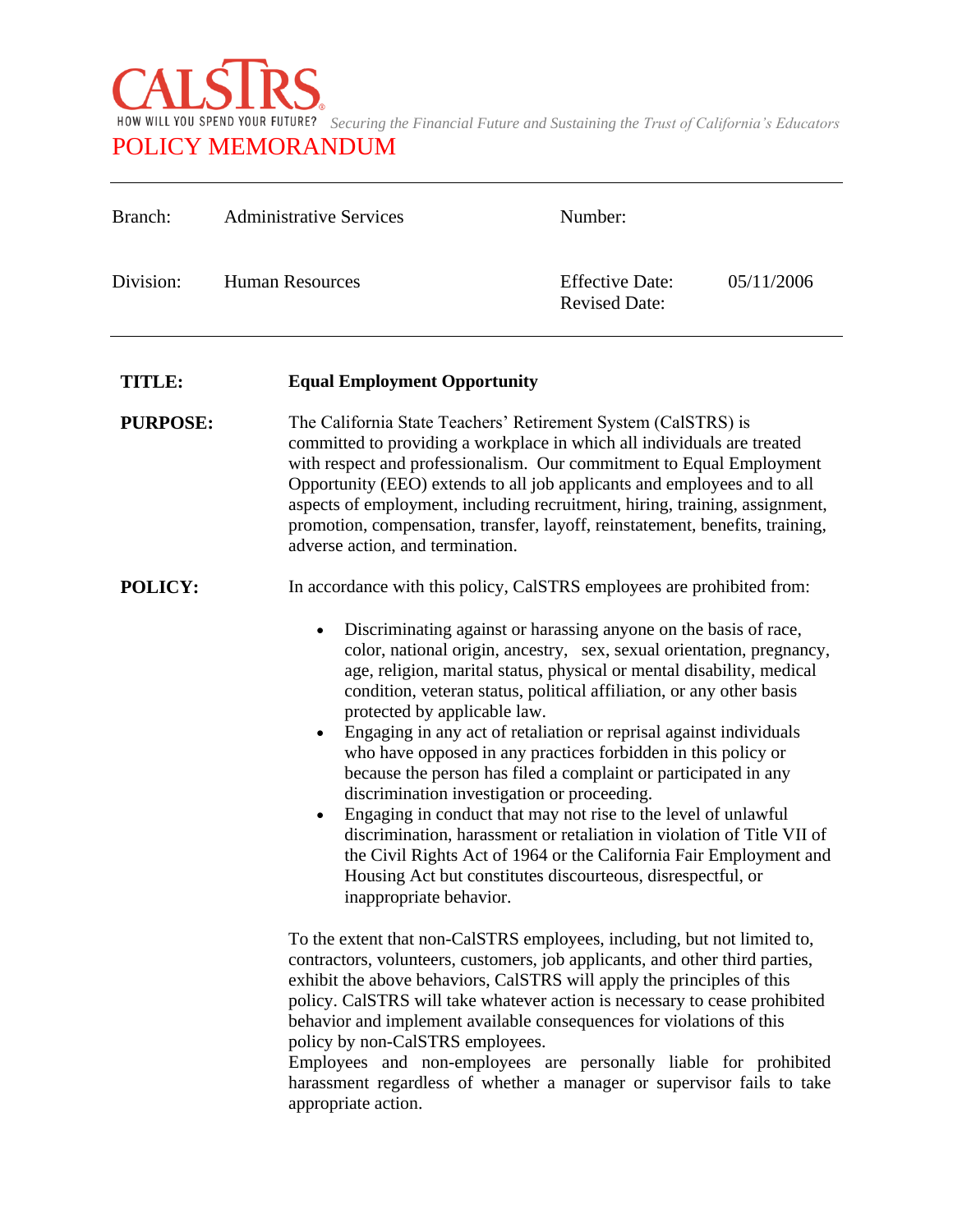CALSTRS

HOW WILL YOU SPEND YOUR FUTURE? *Securing the Financial Future and Sustaining the Trust of California's Educators*

# POLICY MEMORANDUM

| Branch: | Administrative Services | Number: | |
|---|---|---|---|
| Division: | Human Resources | Effective Date:<br>Revised Date: | 05/11/2006 |

**TITLE:** **Equal Employment Opportunity**

**PURPOSE:** The California State Teachers' Retirement System (CalSTRS) is committed to providing a workplace in which all individuals are treated with respect and professionalism. Our commitment to Equal Employment Opportunity (EEO) extends to all job applicants and employees and to all aspects of employment, including recruitment, hiring, training, assignment, promotion, compensation, transfer, layoff, reinstatement, benefits, training, adverse action, and termination.

**POLICY:** In accordance with this policy, CalSTRS employees are prohibited from:

- Discriminating against or harassing anyone on the basis of race, color, national origin, ancestry, sex, sexual orientation, pregnancy, age, religion, marital status, physical or mental disability, medical condition, veteran status, political affiliation, or any other basis protected by applicable law.
- Engaging in any act of retaliation or reprisal against individuals who have opposed in any practices forbidden in this policy or because the person has filed a complaint or participated in any discrimination investigation or proceeding.
- Engaging in conduct that may not rise to the level of unlawful discrimination, harassment or retaliation in violation of Title VII of the Civil Rights Act of 1964 or the California Fair Employment and Housing Act but constitutes discourteous, disrespectful, or inappropriate behavior.

To the extent that non-CalSTRS employees, including, but not limited to, contractors, volunteers, customers, job applicants, and other third parties, exhibit the above behaviors, CalSTRS will apply the principles of this policy. CalSTRS will take whatever action is necessary to cease prohibited behavior and implement available consequences for violations of this policy by non-CalSTRS employees.
Employees and non-employees are personally liable for prohibited harassment regardless of whether a manager or supervisor fails to take appropriate action.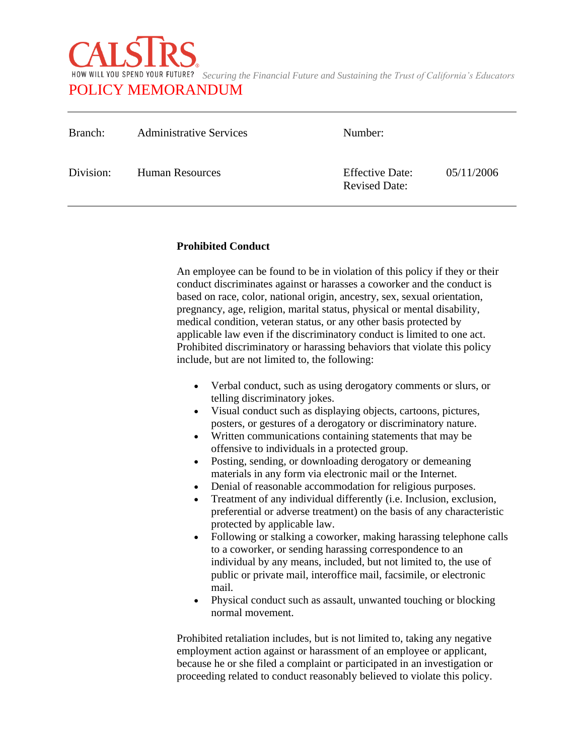### Prohibited Conduct

An employee can be found to be in violation of this policy if they or their conduct discriminates against or harasses a coworker and the conduct is based on race, color, national origin, ancestry, sex, sexual orientation, pregnancy, age, religion, marital status, physical or mental disability, medical condition, veteran status, or any other basis protected by applicable law even if the discriminatory conduct is limited to one act. Prohibited discriminatory or harassing behaviors that violate this policy include, but are not limited to, the following:

- Verbal conduct, such as using derogatory comments or slurs, or telling discriminatory jokes.
- Visual conduct such as displaying objects, cartoons, pictures, posters, or gestures of a derogatory or discriminatory nature.
- Written communications containing statements that may be offensive to individuals in a protected group.
- Posting, sending, or downloading derogatory or demeaning materials in any form via electronic mail or the Internet.
- Denial of reasonable accommodation for religious purposes.
- Treatment of any individual differently (i.e. Inclusion, exclusion, preferential or adverse treatment) on the basis of any characteristic protected by applicable law.
- Following or stalking a coworker, making harassing telephone calls to a coworker, or sending harassing correspondence to an individual by any means, included, but not limited to, the use of public or private mail, interoffice mail, facsimile, or electronic mail.
- Physical conduct such as assault, unwanted touching or blocking normal movement.

Prohibited retaliation includes, but is not limited to, taking any negative employment action against or harassment of an employee or applicant, because he or she filed a complaint or participated in an investigation or proceeding related to conduct reasonably believed to violate this policy.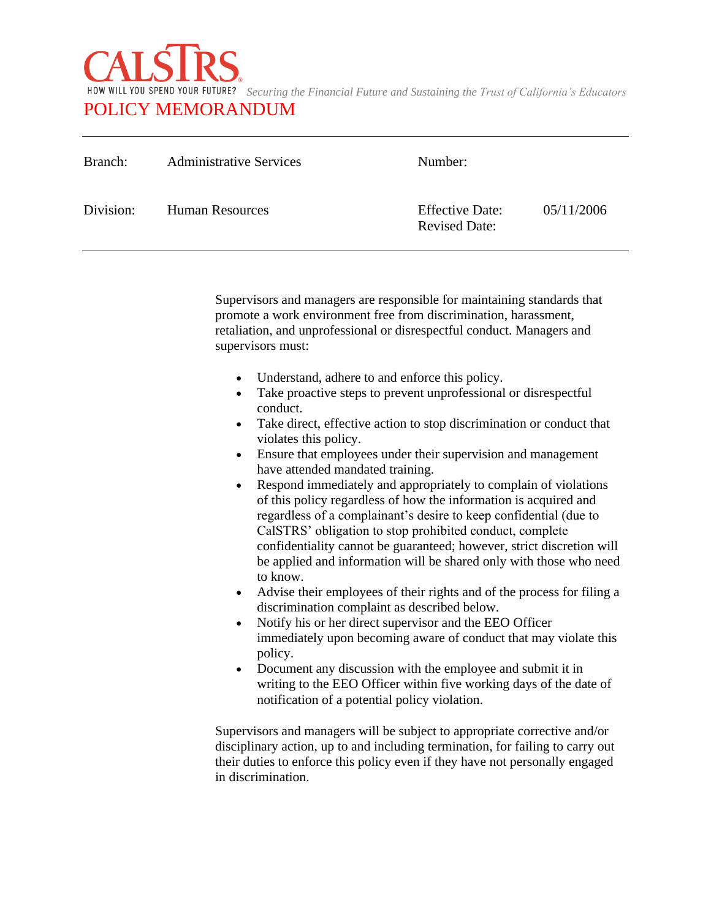CALSTRS

HOW WILL YOU SPEND YOUR FUTURE? *Securing the Financial Future and Sustaining the Trust of California's Educators*

POLICY MEMORANDUM

| Branch: | Administrative Services | Number: | |
|---|---|---|---|
| Division: | Human Resources | Effective Date: Revised Date: | 05/11/2006 |

Supervisors and managers are responsible for maintaining standards that promote a work environment free from discrimination, harassment, retaliation, and unprofessional or disrespectful conduct. Managers and supervisors must:

- Understand, adhere to and enforce this policy.
- Take proactive steps to prevent unprofessional or disrespectful conduct.
- Take direct, effective action to stop discrimination or conduct that violates this policy.
- Ensure that employees under their supervision and management have attended mandated training.
- Respond immediately and appropriately to complain of violations of this policy regardless of how the information is acquired and regardless of a complainant's desire to keep confidential (due to CalSTRS' obligation to stop prohibited conduct, complete confidentiality cannot be guaranteed; however, strict discretion will be applied and information will be shared only with those who need to know.
- Advise their employees of their rights and of the process for filing a discrimination complaint as described below.
- Notify his or her direct supervisor and the EEO Officer immediately upon becoming aware of conduct that may violate this policy.
- Document any discussion with the employee and submit it in writing to the EEO Officer within five working days of the date of notification of a potential policy violation.

Supervisors and managers will be subject to appropriate corrective and/or disciplinary action, up to and including termination, for failing to carry out their duties to enforce this policy even if they have not personally engaged in discrimination.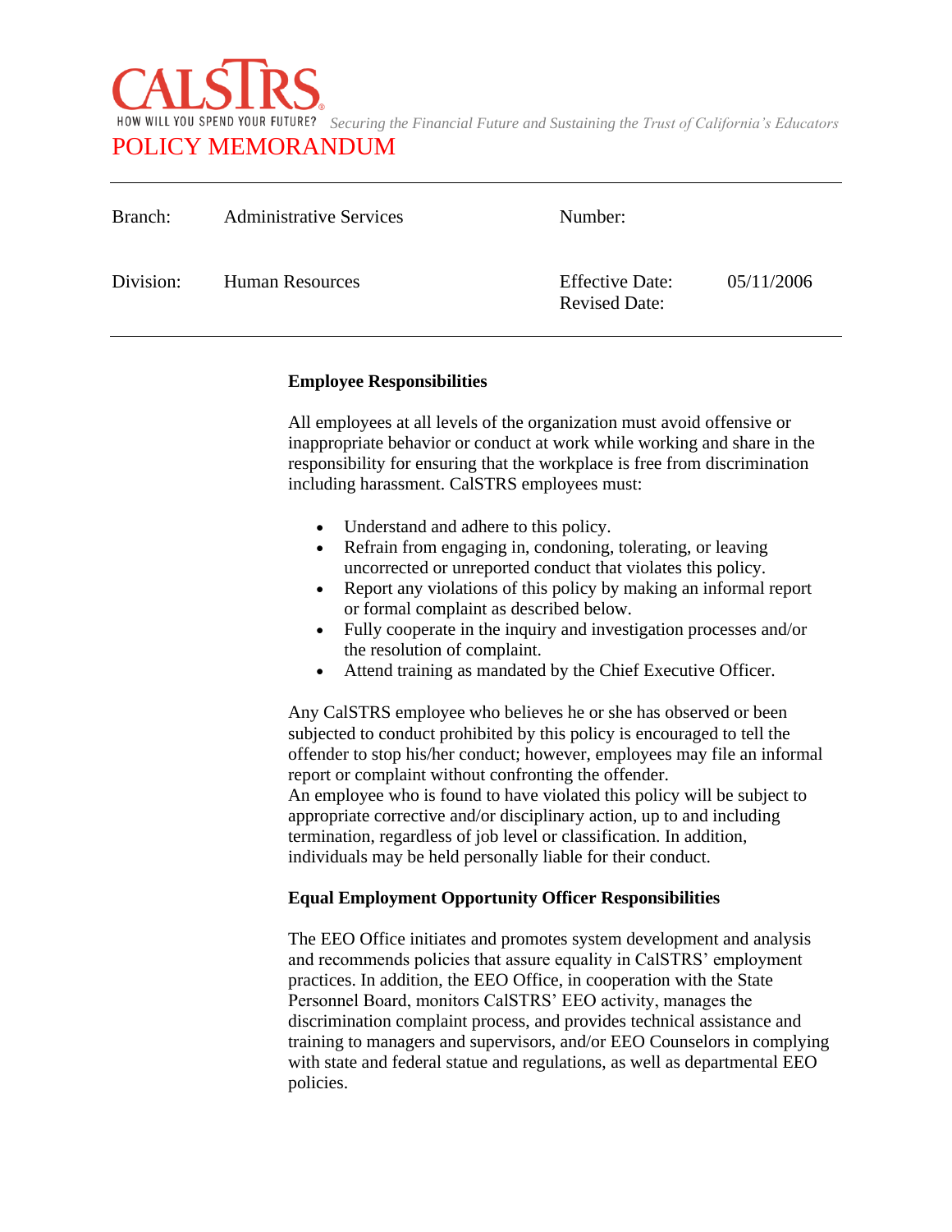CALSTRS

HOW WILL YOU SPEND YOUR FUTURE? *Securing the Financial Future and Sustaining the Trust of California's Educators*

POLICY MEMORANDUM

| | | | |
|---|---|---|---|
| Branch: | Administrative Services | Number: | |
| Division: | Human Resources | Effective Date: | 05/11/2006 |
| | | Revised Date: | |

**Employee Responsibilities**

All employees at all levels of the organization must avoid offensive or inappropriate behavior or conduct at work while working and share in the responsibility for ensuring that the workplace is free from discrimination including harassment. CalSTRS employees must:

- Understand and adhere to this policy.
- Refrain from engaging in, condoning, tolerating, or leaving uncorrected or unreported conduct that violates this policy.
- Report any violations of this policy by making an informal report or formal complaint as described below.
- Fully cooperate in the inquiry and investigation processes and/or the resolution of complaint.
- Attend training as mandated by the Chief Executive Officer.

Any CalSTRS employee who believes he or she has observed or been subjected to conduct prohibited by this policy is encouraged to tell the offender to stop his/her conduct; however, employees may file an informal report or complaint without confronting the offender.
An employee who is found to have violated this policy will be subject to appropriate corrective and/or disciplinary action, up to and including termination, regardless of job level or classification. In addition, individuals may be held personally liable for their conduct.

**Equal Employment Opportunity Officer Responsibilities**

The EEO Office initiates and promotes system development and analysis and recommends policies that assure equality in CalSTRS' employment practices. In addition, the EEO Office, in cooperation with the State Personnel Board, monitors CalSTRS' EEO activity, manages the discrimination complaint process, and provides technical assistance and training to managers and supervisors, and/or EEO Counselors in complying with state and federal statue and regulations, as well as departmental EEO policies.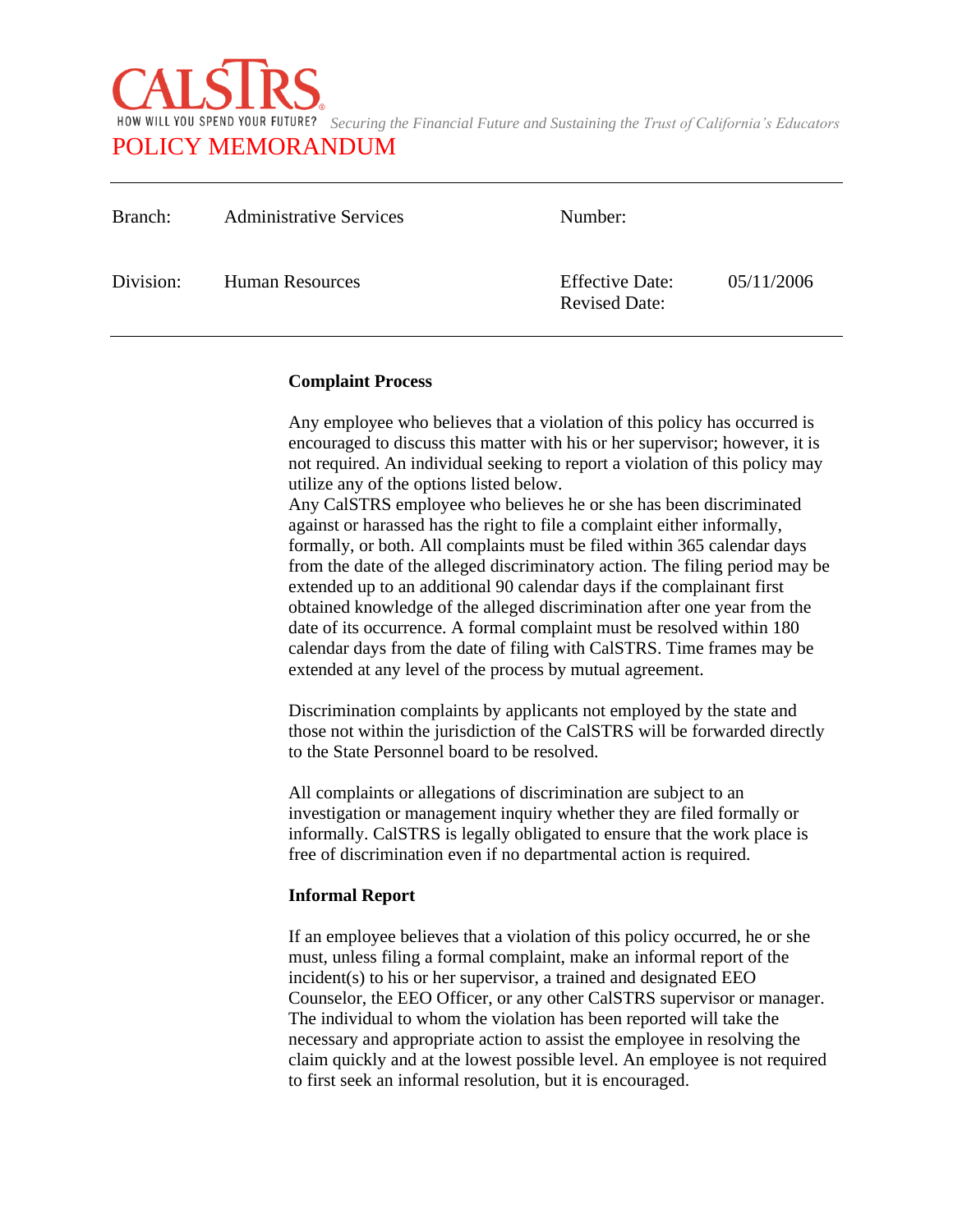**Complaint Process**

Any employee who believes that a violation of this policy has occurred is encouraged to discuss this matter with his or her supervisor; however, it is not required. An individual seeking to report a violation of this policy may utilize any of the options listed below.
Any CalSTRS employee who believes he or she has been discriminated against or harassed has the right to file a complaint either informally, formally, or both. All complaints must be filed within 365 calendar days from the date of the alleged discriminatory action. The filing period may be extended up to an additional 90 calendar days if the complainant first obtained knowledge of the alleged discrimination after one year from the date of its occurrence. A formal complaint must be resolved within 180 calendar days from the date of filing with CalSTRS. Time frames may be extended at any level of the process by mutual agreement.

Discrimination complaints by applicants not employed by the state and those not within the jurisdiction of the CalSTRS will be forwarded directly to the State Personnel board to be resolved.

All complaints or allegations of discrimination are subject to an investigation or management inquiry whether they are filed formally or informally. CalSTRS is legally obligated to ensure that the work place is free of discrimination even if no departmental action is required.

**Informal Report**

If an employee believes that a violation of this policy occurred, he or she must, unless filing a formal complaint, make an informal report of the incident(s) to his or her supervisor, a trained and designated EEO Counselor, the EEO Officer, or any other CalSTRS supervisor or manager. The individual to whom the violation has been reported will take the necessary and appropriate action to assist the employee in resolving the claim quickly and at the lowest possible level. An employee is not required to first seek an informal resolution, but it is encouraged.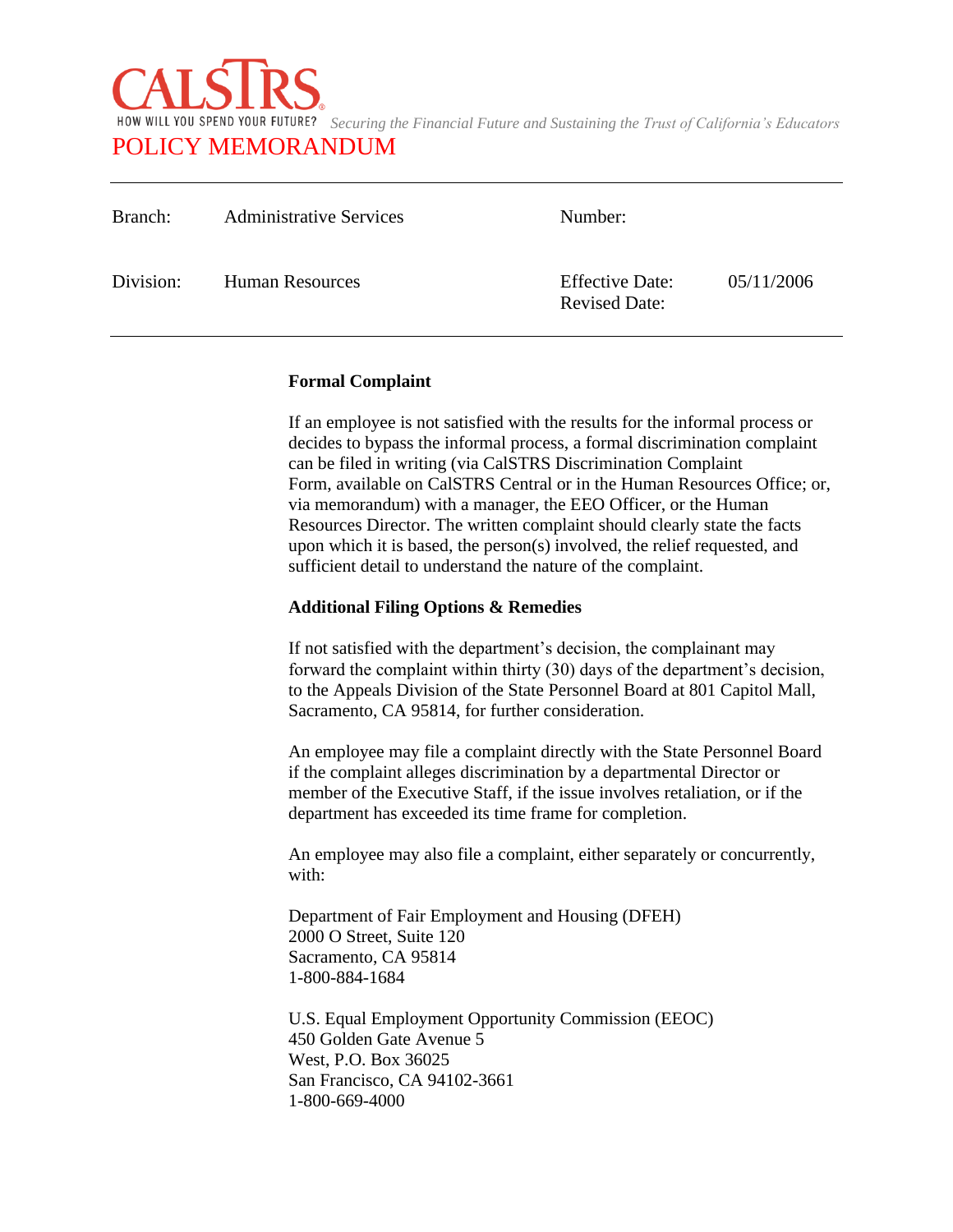**Formal Complaint**

If an employee is not satisfied with the results for the informal process or decides to bypass the informal process, a formal discrimination complaint can be filed in writing (via CalSTRS Discrimination Complaint Form, available on CalSTRS Central or in the Human Resources Office; or, via memorandum) with a manager, the EEO Officer, or the Human Resources Director. The written complaint should clearly state the facts upon which it is based, the person(s) involved, the relief requested, and sufficient detail to understand the nature of the complaint.

**Additional Filing Options & Remedies**

If not satisfied with the department's decision, the complainant may forward the complaint within thirty (30) days of the department's decision, to the Appeals Division of the State Personnel Board at 801 Capitol Mall, Sacramento, CA 95814, for further consideration.

An employee may file a complaint directly with the State Personnel Board if the complaint alleges discrimination by a departmental Director or member of the Executive Staff, if the issue involves retaliation, or if the department has exceeded its time frame for completion.

An employee may also file a complaint, either separately or concurrently, with:

Department of Fair Employment and Housing (DFEH)
2000 O Street, Suite 120
Sacramento, CA 95814
1-800-884-1684

U.S. Equal Employment Opportunity Commission (EEOC)
450 Golden Gate Avenue 5
West, P.O. Box 36025
San Francisco, CA 94102-3661
1-800-669-4000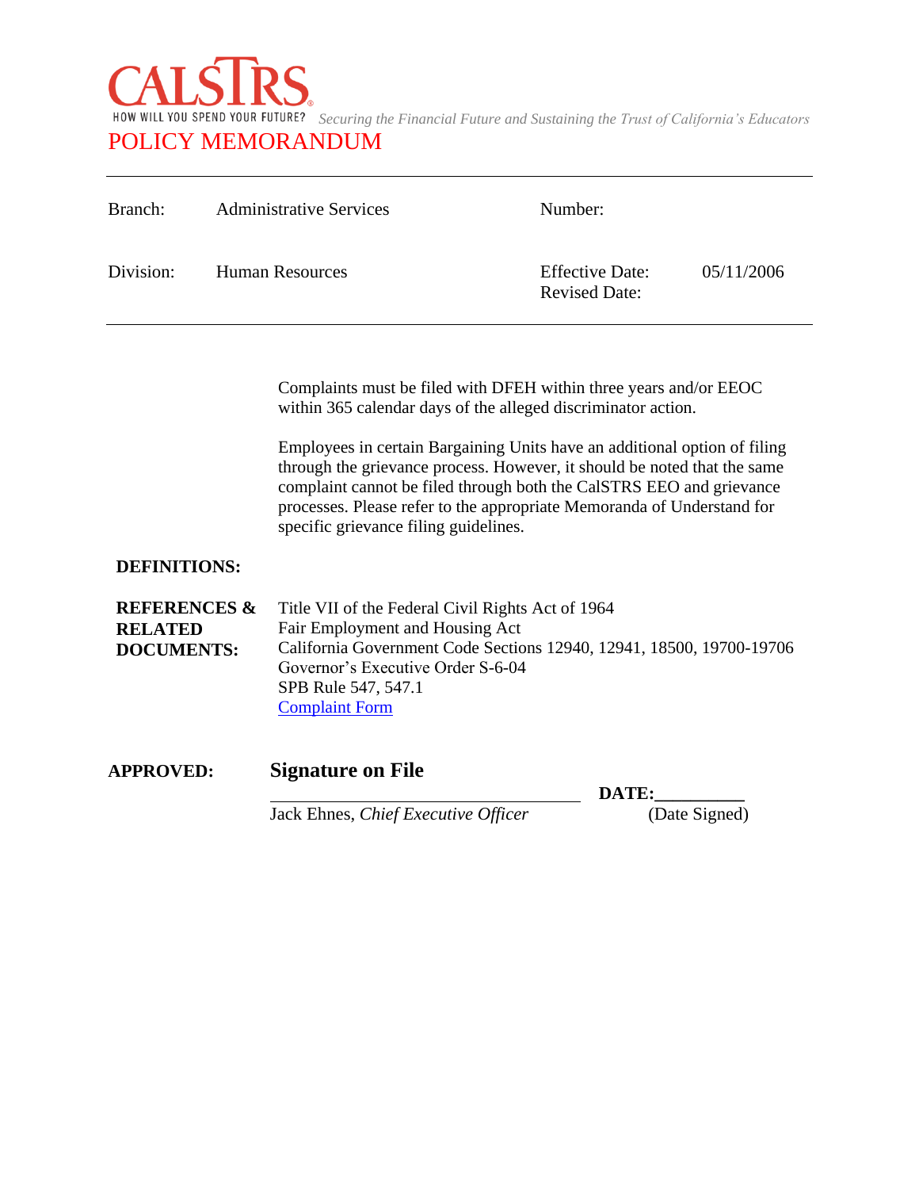CALSTRS

HOW WILL YOU SPEND YOUR FUTURE? *Securing the Financial Future and Sustaining the Trust of California's Educators*

POLICY MEMORANDUM

| | | | |
|---|---|---|---|
| Branch: | Administrative Services | Number: | |
| Division: | Human Resources | Effective Date: Revised Date: | 05/11/2006 |

Complaints must be filed with DFEH within three years and/or EEOC within 365 calendar days of the alleged discriminator action.

Employees in certain Bargaining Units have an additional option of filing through the grievance process. However, it should be noted that the same complaint cannot be filed through both the CalSTRS EEO and grievance processes. Please refer to the appropriate Memoranda of Understand for specific grievance filing guidelines.

**DEFINITIONS:**

**REFERENCES & RELATED DOCUMENTS:**

Title VII of the Federal Civil Rights Act of 1964
Fair Employment and Housing Act
California Government Code Sections 12940, 12941, 18500, 19700-19706
Governor's Executive Order S-6-04
SPB Rule 547, 547.1
Complaint Form

**APPROVED:** **Signature on File**

Jack Ehnes, *Chief Executive Officer*

**DATE:**\_\_\_\_\_\_\_\_\_\_
(Date Signed)